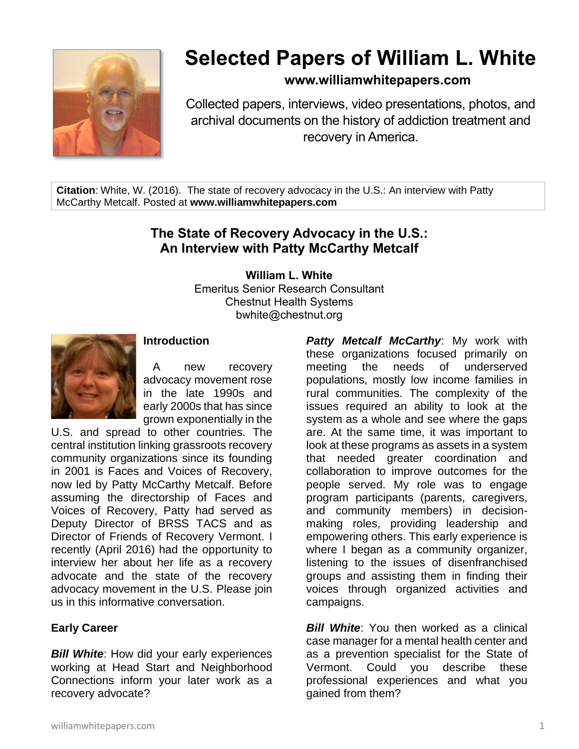# Selected Papers of William L. White

**www.williamwhitepapers.com**

Collected papers, interviews, video presentations, photos, and archival documents on the history of addiction treatment and recovery in America.

**Citation**: White, W. (2016). The state of recovery advocacy in the U.S.: An interview with Patty McCarthy Metcalf. Posted at **www.williamwhitepapers.com**

## The State of Recovery Advocacy in the U.S.: An Interview with Patty McCarthy Metcalf

**William L. White**
Emeritus Senior Research Consultant
Chestnut Health Systems
bwhite@chestnut.org

### Introduction

A new recovery advocacy movement rose in the late 1990s and early 2000s that has since grown exponentially in the U.S. and spread to other countries. The central institution linking grassroots recovery community organizations since its founding in 2001 is Faces and Voices of Recovery, now led by Patty McCarthy Metcalf. Before assuming the directorship of Faces and Voices of Recovery, Patty had served as Deputy Director of BRSS TACS and as Director of Friends of Recovery Vermont. I recently (April 2016) had the opportunity to interview her about her life as a recovery advocate and the state of the recovery advocacy movement in the U.S. Please join us in this informative conversation.

### Early Career

***Bill White***: How did your early experiences working at Head Start and Neighborhood Connections inform your later work as a recovery advocate?

***Patty Metcalf McCarthy***: My work with these organizations focused primarily on meeting the needs of underserved populations, mostly low income families in rural communities. The complexity of the issues required an ability to look at the system as a whole and see where the gaps are. At the same time, it was important to look at these programs as assets in a system that needed greater coordination and collaboration to improve outcomes for the people served. My role was to engage program participants (parents, caregivers, and community members) in decision-making roles, providing leadership and empowering others. This early experience is where I began as a community organizer, listening to the issues of disenfranchised groups and assisting them in finding their voices through organized activities and campaigns.

***Bill White***: You then worked as a clinical case manager for a mental health center and as a prevention specialist for the State of Vermont. Could you describe these professional experiences and what you gained from them?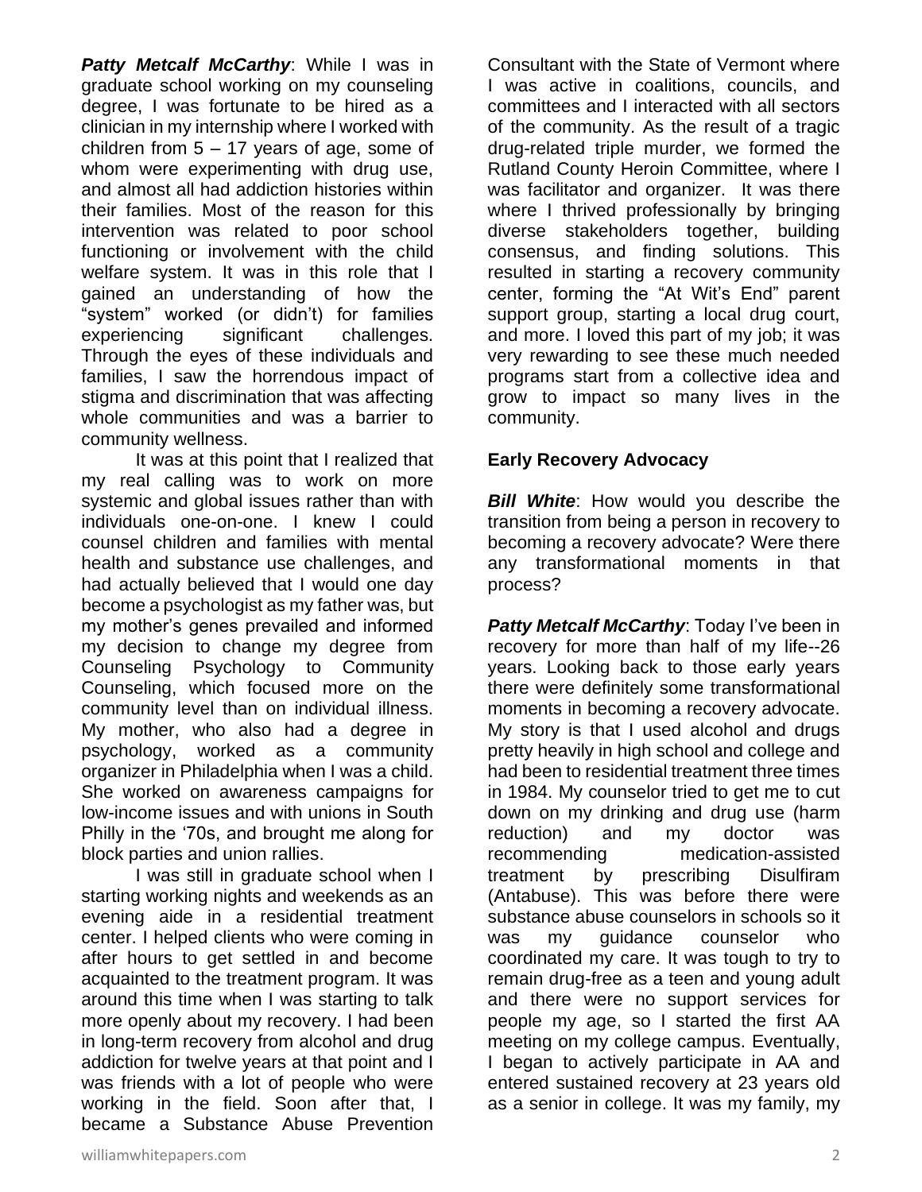***Patty Metcalf McCarthy***: While I was in graduate school working on my counseling degree, I was fortunate to be hired as a clinician in my internship where I worked with children from 5 – 17 years of age, some of whom were experimenting with drug use, and almost all had addiction histories within their families. Most of the reason for this intervention was related to poor school functioning or involvement with the child welfare system. It was in this role that I gained an understanding of how the "system" worked (or didn't) for families experiencing significant challenges. Through the eyes of these individuals and families, I saw the horrendous impact of stigma and discrimination that was affecting whole communities and was a barrier to community wellness.

It was at this point that I realized that my real calling was to work on more systemic and global issues rather than with individuals one-on-one. I knew I could counsel children and families with mental health and substance use challenges, and had actually believed that I would one day become a psychologist as my father was, but my mother's genes prevailed and informed my decision to change my degree from Counseling Psychology to Community Counseling, which focused more on the community level than on individual illness. My mother, who also had a degree in psychology, worked as a community organizer in Philadelphia when I was a child. She worked on awareness campaigns for low-income issues and with unions in South Philly in the '70s, and brought me along for block parties and union rallies.

I was still in graduate school when I starting working nights and weekends as an evening aide in a residential treatment center. I helped clients who were coming in after hours to get settled in and become acquainted to the treatment program. It was around this time when I was starting to talk more openly about my recovery. I had been in long-term recovery from alcohol and drug addiction for twelve years at that point and I was friends with a lot of people who were working in the field. Soon after that, I became a Substance Abuse Prevention Consultant with the State of Vermont where I was active in coalitions, councils, and committees and I interacted with all sectors of the community. As the result of a tragic drug-related triple murder, we formed the Rutland County Heroin Committee, where I was facilitator and organizer. It was there where I thrived professionally by bringing diverse stakeholders together, building consensus, and finding solutions. This resulted in starting a recovery community center, forming the "At Wit's End" parent support group, starting a local drug court, and more. I loved this part of my job; it was very rewarding to see these much needed programs start from a collective idea and grow to impact so many lives in the community.

## Early Recovery Advocacy

***Bill White***: How would you describe the transition from being a person in recovery to becoming a recovery advocate? Were there any transformational moments in that process?

***Patty Metcalf McCarthy***: Today I've been in recovery for more than half of my life--26 years. Looking back to those early years there were definitely some transformational moments in becoming a recovery advocate. My story is that I used alcohol and drugs pretty heavily in high school and college and had been to residential treatment three times in 1984. My counselor tried to get me to cut down on my drinking and drug use (harm reduction) and my doctor was recommending medication-assisted treatment by prescribing Disulfiram (Antabuse). This was before there were substance abuse counselors in schools so it was my guidance counselor who coordinated my care. It was tough to try to remain drug-free as a teen and young adult and there were no support services for people my age, so I started the first AA meeting on my college campus. Eventually, I began to actively participate in AA and entered sustained recovery at 23 years old as a senior in college. It was my family, my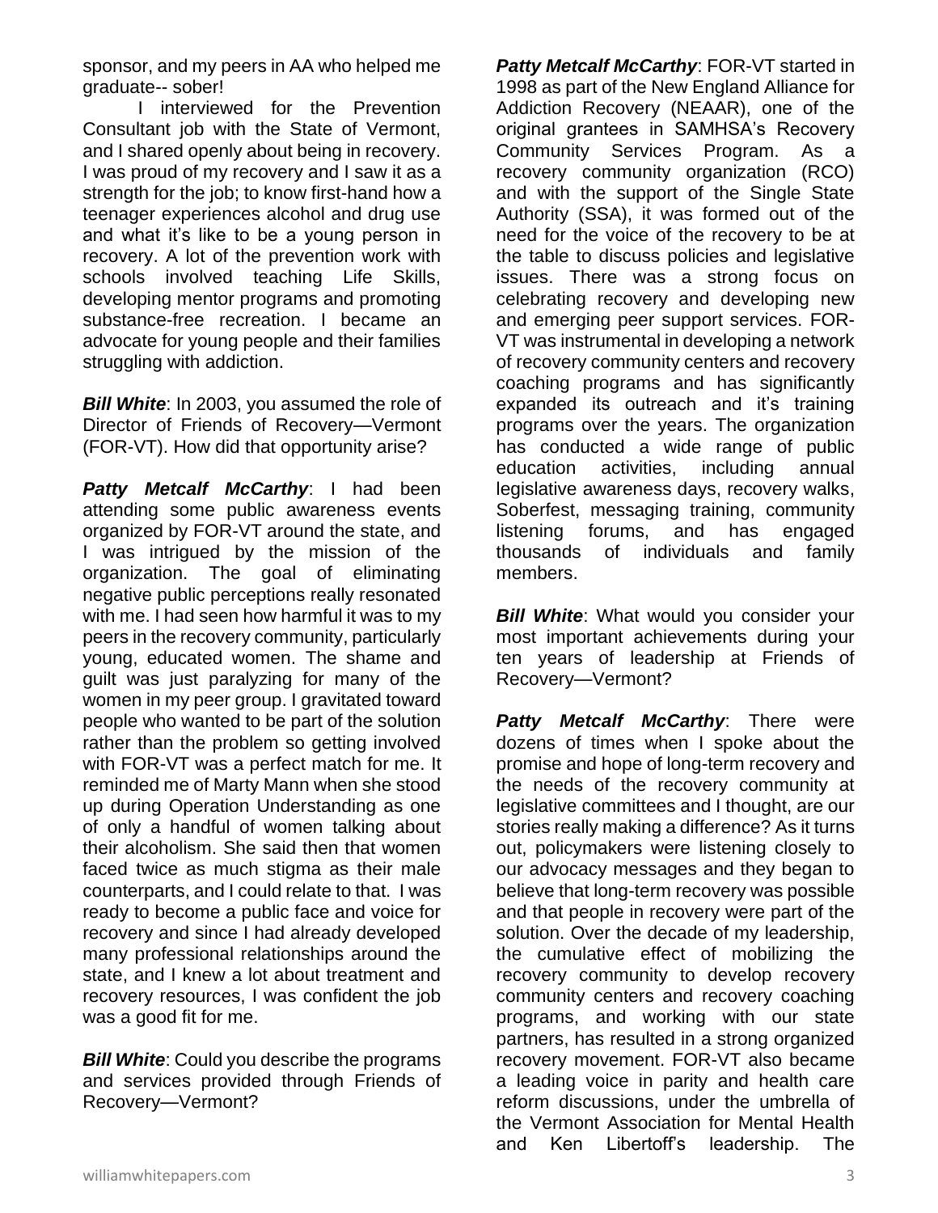sponsor, and my peers in AA who helped me graduate-- sober!

I interviewed for the Prevention Consultant job with the State of Vermont, and I shared openly about being in recovery. I was proud of my recovery and I saw it as a strength for the job; to know first-hand how a teenager experiences alcohol and drug use and what it's like to be a young person in recovery. A lot of the prevention work with schools involved teaching Life Skills, developing mentor programs and promoting substance-free recreation. I became an advocate for young people and their families struggling with addiction.

***Bill White***: In 2003, you assumed the role of Director of Friends of Recovery—Vermont (FOR-VT). How did that opportunity arise?

***Patty Metcalf McCarthy***: I had been attending some public awareness events organized by FOR-VT around the state, and I was intrigued by the mission of the organization. The goal of eliminating negative public perceptions really resonated with me. I had seen how harmful it was to my peers in the recovery community, particularly young, educated women. The shame and guilt was just paralyzing for many of the women in my peer group. I gravitated toward people who wanted to be part of the solution rather than the problem so getting involved with FOR-VT was a perfect match for me. It reminded me of Marty Mann when she stood up during Operation Understanding as one of only a handful of women talking about their alcoholism. She said then that women faced twice as much stigma as their male counterparts, and I could relate to that. I was ready to become a public face and voice for recovery and since I had already developed many professional relationships around the state, and I knew a lot about treatment and recovery resources, I was confident the job was a good fit for me.

***Bill White***: Could you describe the programs and services provided through Friends of Recovery—Vermont?

***Patty Metcalf McCarthy***: FOR-VT started in 1998 as part of the New England Alliance for Addiction Recovery (NEAAR), one of the original grantees in SAMHSA's Recovery Community Services Program. As a recovery community organization (RCO) and with the support of the Single State Authority (SSA), it was formed out of the need for the voice of the recovery to be at the table to discuss policies and legislative issues. There was a strong focus on celebrating recovery and developing new and emerging peer support services. FOR-VT was instrumental in developing a network of recovery community centers and recovery coaching programs and has significantly expanded its outreach and it's training programs over the years. The organization has conducted a wide range of public education activities, including annual legislative awareness days, recovery walks, Soberfest, messaging training, community listening forums, and has engaged thousands of individuals and family members.

***Bill White***: What would you consider your most important achievements during your ten years of leadership at Friends of Recovery—Vermont?

***Patty Metcalf McCarthy***: There were dozens of times when I spoke about the promise and hope of long-term recovery and the needs of the recovery community at legislative committees and I thought, are our stories really making a difference? As it turns out, policymakers were listening closely to our advocacy messages and they began to believe that long-term recovery was possible and that people in recovery were part of the solution. Over the decade of my leadership, the cumulative effect of mobilizing the recovery community to develop recovery community centers and recovery coaching programs, and working with our state partners, has resulted in a strong organized recovery movement. FOR-VT also became a leading voice in parity and health care reform discussions, under the umbrella of the Vermont Association for Mental Health and Ken Libertoff's leadership. The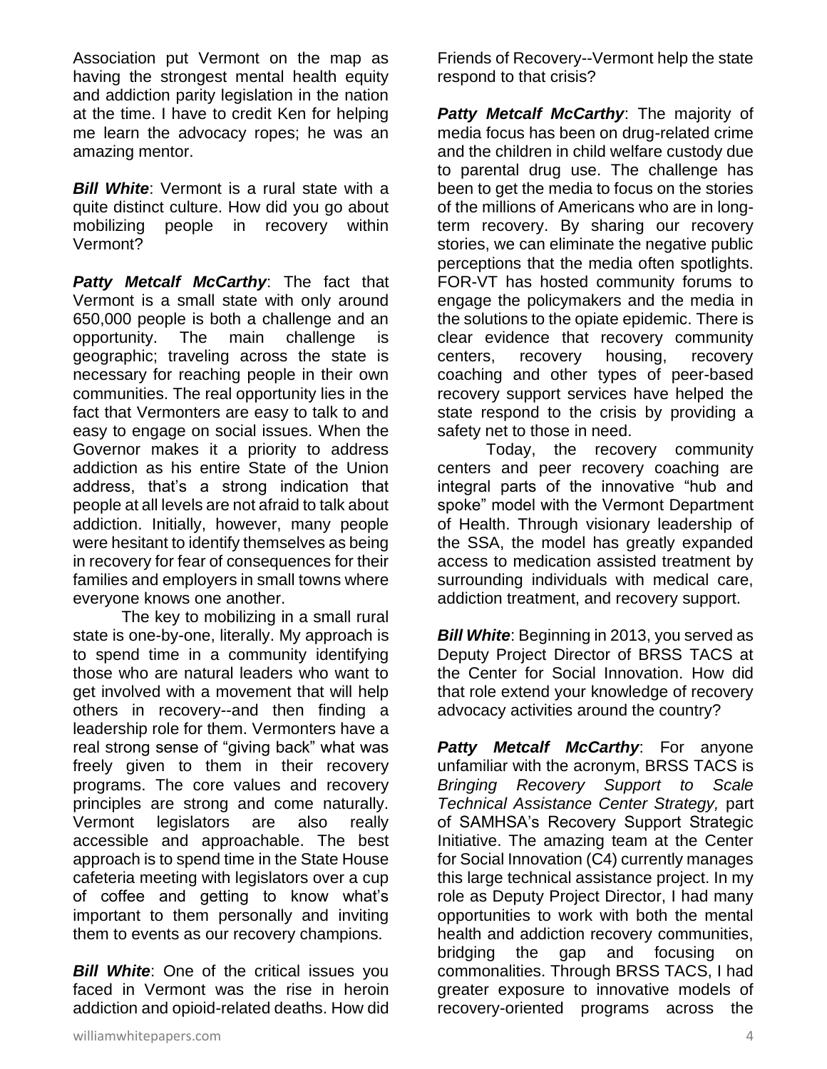Association put Vermont on the map as having the strongest mental health equity and addiction parity legislation in the nation at the time. I have to credit Ken for helping me learn the advocacy ropes; he was an amazing mentor.

***Bill White***: Vermont is a rural state with a quite distinct culture. How did you go about mobilizing people in recovery within Vermont?

***Patty Metcalf McCarthy***: The fact that Vermont is a small state with only around 650,000 people is both a challenge and an opportunity. The main challenge is geographic; traveling across the state is necessary for reaching people in their own communities. The real opportunity lies in the fact that Vermonters are easy to talk to and easy to engage on social issues. When the Governor makes it a priority to address addiction as his entire State of the Union address, that's a strong indication that people at all levels are not afraid to talk about addiction. Initially, however, many people were hesitant to identify themselves as being in recovery for fear of consequences for their families and employers in small towns where everyone knows one another.

The key to mobilizing in a small rural state is one-by-one, literally. My approach is to spend time in a community identifying those who are natural leaders who want to get involved with a movement that will help others in recovery--and then finding a leadership role for them. Vermonters have a real strong sense of "giving back" what was freely given to them in their recovery programs. The core values and recovery principles are strong and come naturally. Vermont legislators are also really accessible and approachable. The best approach is to spend time in the State House cafeteria meeting with legislators over a cup of coffee and getting to know what's important to them personally and inviting them to events as our recovery champions.

***Bill White***: One of the critical issues you faced in Vermont was the rise in heroin addiction and opioid-related deaths. How did Friends of Recovery--Vermont help the state respond to that crisis?

***Patty Metcalf McCarthy***: The majority of media focus has been on drug-related crime and the children in child welfare custody due to parental drug use. The challenge has been to get the media to focus on the stories of the millions of Americans who are in long-term recovery. By sharing our recovery stories, we can eliminate the negative public perceptions that the media often spotlights. FOR-VT has hosted community forums to engage the policymakers and the media in the solutions to the opiate epidemic. There is clear evidence that recovery community centers, recovery housing, recovery coaching and other types of peer-based recovery support services have helped the state respond to the crisis by providing a safety net to those in need.

Today, the recovery community centers and peer recovery coaching are integral parts of the innovative "hub and spoke" model with the Vermont Department of Health. Through visionary leadership of the SSA, the model has greatly expanded access to medication assisted treatment by surrounding individuals with medical care, addiction treatment, and recovery support.

***Bill White***: Beginning in 2013, you served as Deputy Project Director of BRSS TACS at the Center for Social Innovation. How did that role extend your knowledge of recovery advocacy activities around the country?

***Patty Metcalf McCarthy***: For anyone unfamiliar with the acronym, BRSS TACS is *Bringing Recovery Support to Scale Technical Assistance Center Strategy,* part of SAMHSA's Recovery Support Strategic Initiative. The amazing team at the Center for Social Innovation (C4) currently manages this large technical assistance project. In my role as Deputy Project Director, I had many opportunities to work with both the mental health and addiction recovery communities, bridging the gap and focusing on commonalities. Through BRSS TACS, I had greater exposure to innovative models of recovery-oriented programs across the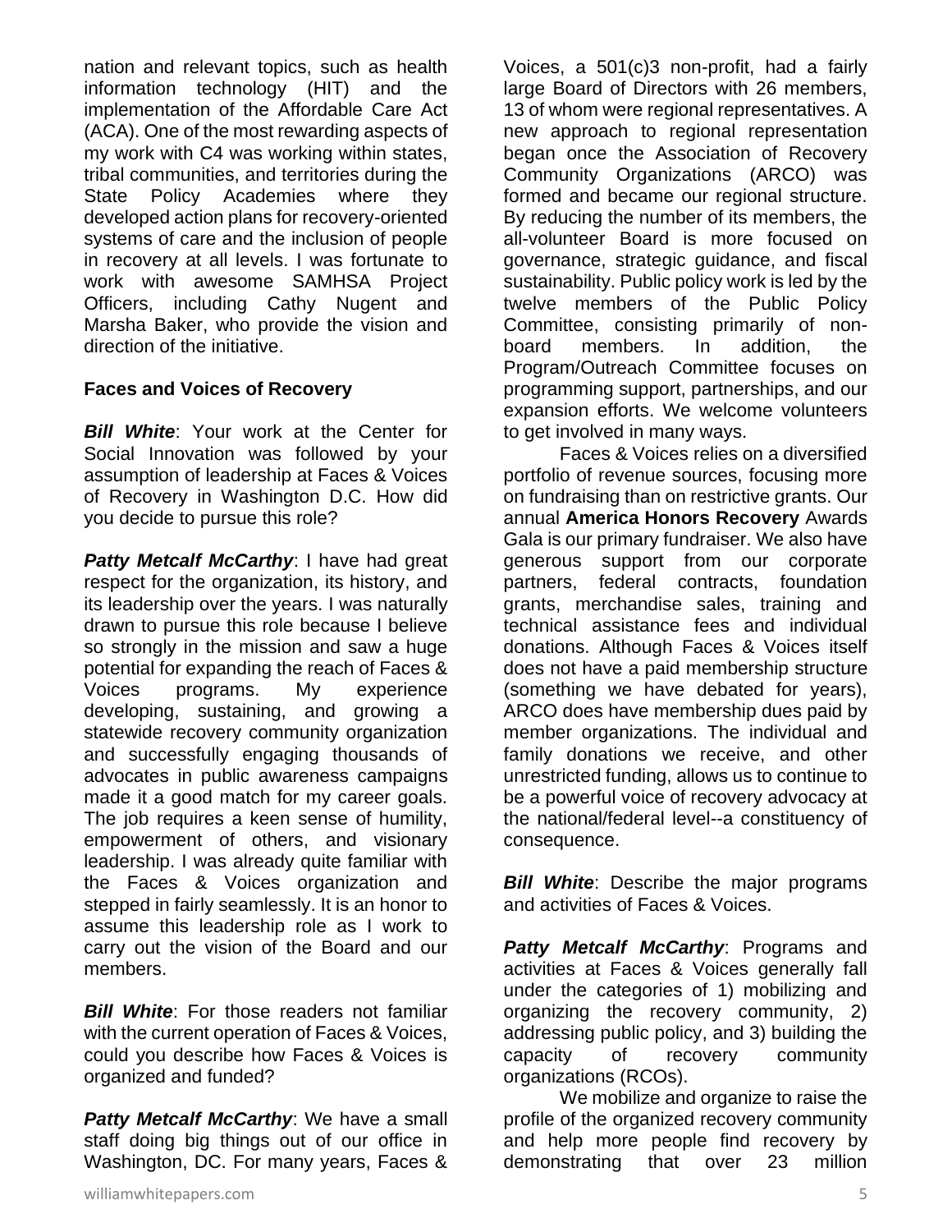nation and relevant topics, such as health information technology (HIT) and the implementation of the Affordable Care Act (ACA). One of the most rewarding aspects of my work with C4 was working within states, tribal communities, and territories during the State Policy Academies where they developed action plans for recovery-oriented systems of care and the inclusion of people in recovery at all levels. I was fortunate to work with awesome SAMHSA Project Officers, including Cathy Nugent and Marsha Baker, who provide the vision and direction of the initiative.

## Faces and Voices of Recovery

***Bill White***: Your work at the Center for Social Innovation was followed by your assumption of leadership at Faces & Voices of Recovery in Washington D.C. How did you decide to pursue this role?

***Patty Metcalf McCarthy***: I have had great respect for the organization, its history, and its leadership over the years. I was naturally drawn to pursue this role because I believe so strongly in the mission and saw a huge potential for expanding the reach of Faces & Voices programs. My experience developing, sustaining, and growing a statewide recovery community organization and successfully engaging thousands of advocates in public awareness campaigns made it a good match for my career goals. The job requires a keen sense of humility, empowerment of others, and visionary leadership. I was already quite familiar with the Faces & Voices organization and stepped in fairly seamlessly. It is an honor to assume this leadership role as I work to carry out the vision of the Board and our members.

***Bill White***: For those readers not familiar with the current operation of Faces & Voices, could you describe how Faces & Voices is organized and funded?

***Patty Metcalf McCarthy***: We have a small staff doing big things out of our office in Washington, DC. For many years, Faces & Voices, a 501(c)3 non-profit, had a fairly large Board of Directors with 26 members, 13 of whom were regional representatives. A new approach to regional representation began once the Association of Recovery Community Organizations (ARCO) was formed and became our regional structure. By reducing the number of its members, the all-volunteer Board is more focused on governance, strategic guidance, and fiscal sustainability. Public policy work is led by the twelve members of the Public Policy Committee, consisting primarily of non-board members. In addition, the Program/Outreach Committee focuses on programming support, partnerships, and our expansion efforts. We welcome volunteers to get involved in many ways.

Faces & Voices relies on a diversified portfolio of revenue sources, focusing more on fundraising than on restrictive grants. Our annual **America Honors Recovery** Awards Gala is our primary fundraiser. We also have generous support from our corporate partners, federal contracts, foundation grants, merchandise sales, training and technical assistance fees and individual donations. Although Faces & Voices itself does not have a paid membership structure (something we have debated for years), ARCO does have membership dues paid by member organizations. The individual and family donations we receive, and other unrestricted funding, allows us to continue to be a powerful voice of recovery advocacy at the national/federal level--a constituency of consequence.

***Bill White***: Describe the major programs and activities of Faces & Voices.

***Patty Metcalf McCarthy***: Programs and activities at Faces & Voices generally fall under the categories of 1) mobilizing and organizing the recovery community, 2) addressing public policy, and 3) building the capacity of recovery community organizations (RCOs).

We mobilize and organize to raise the profile of the organized recovery community and help more people find recovery by demonstrating that over 23 million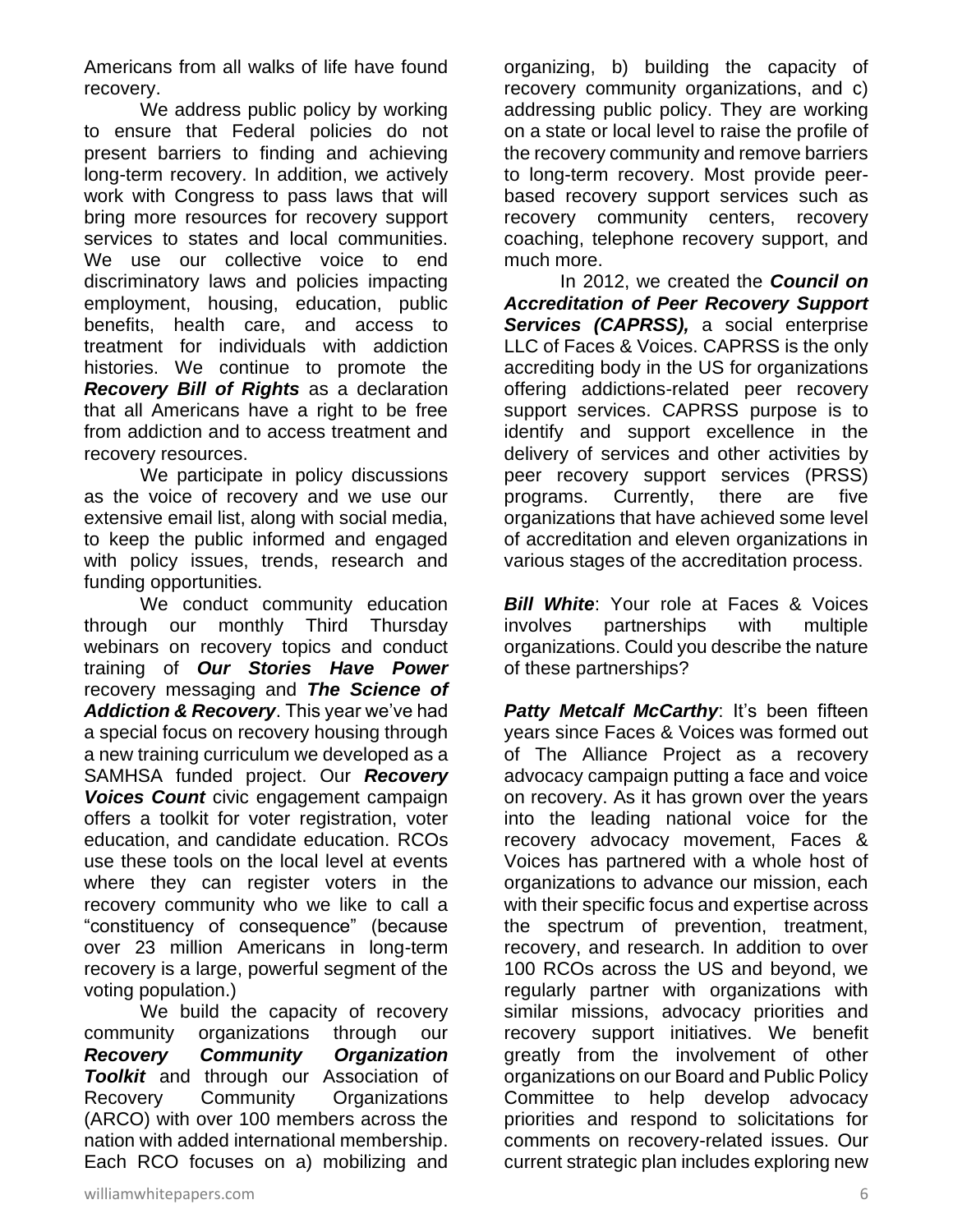Americans from all walks of life have found recovery.

We address public policy by working to ensure that Federal policies do not present barriers to finding and achieving long-term recovery. In addition, we actively work with Congress to pass laws that will bring more resources for recovery support services to states and local communities. We use our collective voice to end discriminatory laws and policies impacting employment, housing, education, public benefits, health care, and access to treatment for individuals with addiction histories. We continue to promote the ***Recovery Bill of Rights*** as a declaration that all Americans have a right to be free from addiction and to access treatment and recovery resources.

We participate in policy discussions as the voice of recovery and we use our extensive email list, along with social media, to keep the public informed and engaged with policy issues, trends, research and funding opportunities.

We conduct community education through our monthly Third Thursday webinars on recovery topics and conduct training of ***Our Stories Have Power*** recovery messaging and ***The Science of Addiction & Recovery***. This year we've had a special focus on recovery housing through a new training curriculum we developed as a SAMHSA funded project. Our ***Recovery Voices Count*** civic engagement campaign offers a toolkit for voter registration, voter education, and candidate education. RCOs use these tools on the local level at events where they can register voters in the recovery community who we like to call a "constituency of consequence" (because over 23 million Americans in long-term recovery is a large, powerful segment of the voting population.)

We build the capacity of recovery community organizations through our ***Recovery Community Organization Toolkit*** and through our Association of Recovery Community Organizations (ARCO) with over 100 members across the nation with added international membership. Each RCO focuses on a) mobilizing and organizing, b) building the capacity of recovery community organizations, and c) addressing public policy. They are working on a state or local level to raise the profile of the recovery community and remove barriers to long-term recovery. Most provide peer-based recovery support services such as recovery community centers, recovery coaching, telephone recovery support, and much more.

In 2012, we created the ***Council on Accreditation of Peer Recovery Support Services (CAPRSS),*** a social enterprise LLC of Faces & Voices. CAPRSS is the only accrediting body in the US for organizations offering addictions-related peer recovery support services. CAPRSS purpose is to identify and support excellence in the delivery of services and other activities by peer recovery support services (PRSS) programs. Currently, there are five organizations that have achieved some level of accreditation and eleven organizations in various stages of the accreditation process.

***Bill White***: Your role at Faces & Voices involves partnerships with multiple organizations. Could you describe the nature of these partnerships?

***Patty Metcalf McCarthy***: It's been fifteen years since Faces & Voices was formed out of The Alliance Project as a recovery advocacy campaign putting a face and voice on recovery. As it has grown over the years into the leading national voice for the recovery advocacy movement, Faces & Voices has partnered with a whole host of organizations to advance our mission, each with their specific focus and expertise across the spectrum of prevention, treatment, recovery, and research. In addition to over 100 RCOs across the US and beyond, we regularly partner with organizations with similar missions, advocacy priorities and recovery support initiatives. We benefit greatly from the involvement of other organizations on our Board and Public Policy Committee to help develop advocacy priorities and respond to solicitations for comments on recovery-related issues. Our current strategic plan includes exploring new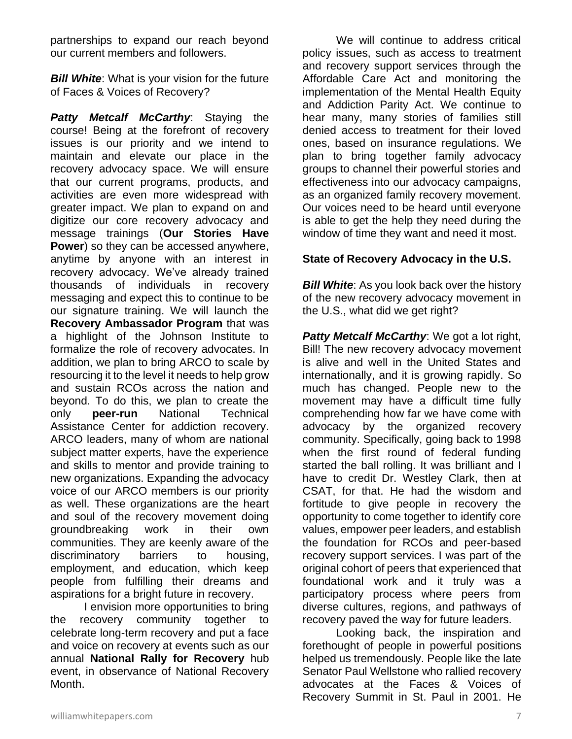partnerships to expand our reach beyond our current members and followers.

***Bill White***: What is your vision for the future of Faces & Voices of Recovery?

***Patty Metcalf McCarthy***: Staying the course! Being at the forefront of recovery issues is our priority and we intend to maintain and elevate our place in the recovery advocacy space. We will ensure that our current programs, products, and activities are even more widespread with greater impact. We plan to expand on and digitize our core recovery advocacy and message trainings (**Our Stories Have Power**) so they can be accessed anywhere, anytime by anyone with an interest in recovery advocacy. We've already trained thousands of individuals in recovery messaging and expect this to continue to be our signature training. We will launch the **Recovery Ambassador Program** that was a highlight of the Johnson Institute to formalize the role of recovery advocates. In addition, we plan to bring ARCO to scale by resourcing it to the level it needs to help grow and sustain RCOs across the nation and beyond. To do this, we plan to create the only **peer-run** National Technical Assistance Center for addiction recovery. ARCO leaders, many of whom are national subject matter experts, have the experience and skills to mentor and provide training to new organizations. Expanding the advocacy voice of our ARCO members is our priority as well. These organizations are the heart and soul of the recovery movement doing groundbreaking work in their own communities. They are keenly aware of the discriminatory barriers to housing, employment, and education, which keep people from fulfilling their dreams and aspirations for a bright future in recovery.

I envision more opportunities to bring the recovery community together to celebrate long-term recovery and put a face and voice on recovery at events such as our annual **National Rally for Recovery** hub event, in observance of National Recovery Month.

We will continue to address critical policy issues, such as access to treatment and recovery support services through the Affordable Care Act and monitoring the implementation of the Mental Health Equity and Addiction Parity Act. We continue to hear many, many stories of families still denied access to treatment for their loved ones, based on insurance regulations. We plan to bring together family advocacy groups to channel their powerful stories and effectiveness into our advocacy campaigns, as an organized family recovery movement. Our voices need to be heard until everyone is able to get the help they need during the window of time they want and need it most.

**State of Recovery Advocacy in the U.S.**

***Bill White***: As you look back over the history of the new recovery advocacy movement in the U.S., what did we get right?

***Patty Metcalf McCarthy***: We got a lot right, Bill! The new recovery advocacy movement is alive and well in the United States and internationally, and it is growing rapidly. So much has changed. People new to the movement may have a difficult time fully comprehending how far we have come with advocacy by the organized recovery community. Specifically, going back to 1998 when the first round of federal funding started the ball rolling. It was brilliant and I have to credit Dr. Westley Clark, then at CSAT, for that. He had the wisdom and fortitude to give people in recovery the opportunity to come together to identify core values, empower peer leaders, and establish the foundation for RCOs and peer-based recovery support services. I was part of the original cohort of peers that experienced that foundational work and it truly was a participatory process where peers from diverse cultures, regions, and pathways of recovery paved the way for future leaders.

Looking back, the inspiration and forethought of people in powerful positions helped us tremendously. People like the late Senator Paul Wellstone who rallied recovery advocates at the Faces & Voices of Recovery Summit in St. Paul in 2001. He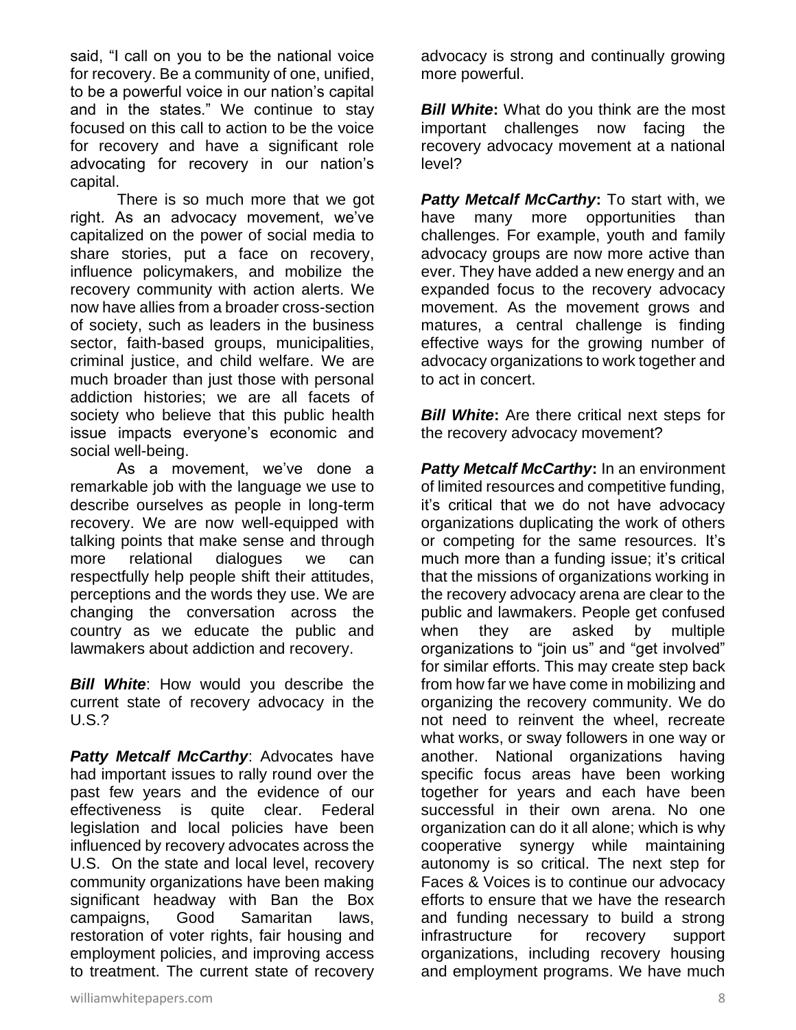said, "I call on you to be the national voice for recovery. Be a community of one, unified, to be a powerful voice in our nation's capital and in the states." We continue to stay focused on this call to action to be the voice for recovery and have a significant role advocating for recovery in our nation's capital.

There is so much more that we got right. As an advocacy movement, we've capitalized on the power of social media to share stories, put a face on recovery, influence policymakers, and mobilize the recovery community with action alerts. We now have allies from a broader cross-section of society, such as leaders in the business sector, faith-based groups, municipalities, criminal justice, and child welfare. We are much broader than just those with personal addiction histories; we are all facets of society who believe that this public health issue impacts everyone's economic and social well-being.

As a movement, we've done a remarkable job with the language we use to describe ourselves as people in long-term recovery. We are now well-equipped with talking points that make sense and through more relational dialogues we can respectfully help people shift their attitudes, perceptions and the words they use. We are changing the conversation across the country as we educate the public and lawmakers about addiction and recovery.

***Bill White***: How would you describe the current state of recovery advocacy in the U.S.?

***Patty Metcalf McCarthy***: Advocates have had important issues to rally round over the past few years and the evidence of our effectiveness is quite clear. Federal legislation and local policies have been influenced by recovery advocates across the U.S. On the state and local level, recovery community organizations have been making significant headway with Ban the Box campaigns, Good Samaritan laws, restoration of voter rights, fair housing and employment policies, and improving access to treatment. The current state of recovery advocacy is strong and continually growing more powerful.

***Bill White*:** What do you think are the most important challenges now facing the recovery advocacy movement at a national level?

***Patty Metcalf McCarthy*:** To start with, we have many more opportunities than challenges. For example, youth and family advocacy groups are now more active than ever. They have added a new energy and an expanded focus to the recovery advocacy movement. As the movement grows and matures, a central challenge is finding effective ways for the growing number of advocacy organizations to work together and to act in concert.

***Bill White*:** Are there critical next steps for the recovery advocacy movement?

***Patty Metcalf McCarthy*:** In an environment of limited resources and competitive funding, it's critical that we do not have advocacy organizations duplicating the work of others or competing for the same resources. It's much more than a funding issue; it's critical that the missions of organizations working in the recovery advocacy arena are clear to the public and lawmakers. People get confused when they are asked by multiple organizations to "join us" and "get involved" for similar efforts. This may create step back from how far we have come in mobilizing and organizing the recovery community. We do not need to reinvent the wheel, recreate what works, or sway followers in one way or another. National organizations having specific focus areas have been working together for years and each have been successful in their own arena. No one organization can do it all alone; which is why cooperative synergy while maintaining autonomy is so critical. The next step for Faces & Voices is to continue our advocacy efforts to ensure that we have the research and funding necessary to build a strong infrastructure for recovery support organizations, including recovery housing and employment programs. We have much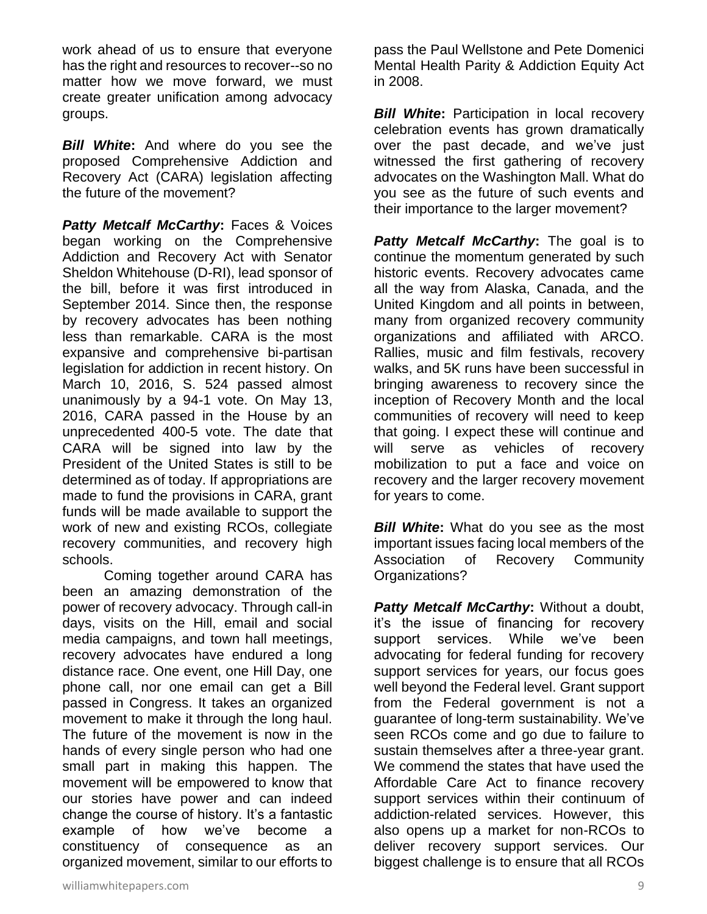work ahead of us to ensure that everyone has the right and resources to recover--so no matter how we move forward, we must create greater unification among advocacy groups.

***Bill White*:** And where do you see the proposed Comprehensive Addiction and Recovery Act (CARA) legislation affecting the future of the movement?

***Patty Metcalf McCarthy*:** Faces & Voices began working on the Comprehensive Addiction and Recovery Act with Senator Sheldon Whitehouse (D-RI), lead sponsor of the bill, before it was first introduced in September 2014. Since then, the response by recovery advocates has been nothing less than remarkable. CARA is the most expansive and comprehensive bi-partisan legislation for addiction in recent history. On March 10, 2016, S. 524 passed almost unanimously by a 94-1 vote. On May 13, 2016, CARA passed in the House by an unprecedented 400-5 vote. The date that CARA will be signed into law by the President of the United States is still to be determined as of today. If appropriations are made to fund the provisions in CARA, grant funds will be made available to support the work of new and existing RCOs, collegiate recovery communities, and recovery high schools.

Coming together around CARA has been an amazing demonstration of the power of recovery advocacy. Through call-in days, visits on the Hill, email and social media campaigns, and town hall meetings, recovery advocates have endured a long distance race. One event, one Hill Day, one phone call, nor one email can get a Bill passed in Congress. It takes an organized movement to make it through the long haul. The future of the movement is now in the hands of every single person who had one small part in making this happen. The movement will be empowered to know that our stories have power and can indeed change the course of history. It's a fantastic example of how we've become a constituency of consequence as an organized movement, similar to our efforts to pass the Paul Wellstone and Pete Domenici Mental Health Parity & Addiction Equity Act in 2008.

***Bill White*:** Participation in local recovery celebration events has grown dramatically over the past decade, and we've just witnessed the first gathering of recovery advocates on the Washington Mall. What do you see as the future of such events and their importance to the larger movement?

***Patty Metcalf McCarthy*:** The goal is to continue the momentum generated by such historic events. Recovery advocates came all the way from Alaska, Canada, and the United Kingdom and all points in between, many from organized recovery community organizations and affiliated with ARCO. Rallies, music and film festivals, recovery walks, and 5K runs have been successful in bringing awareness to recovery since the inception of Recovery Month and the local communities of recovery will need to keep that going. I expect these will continue and will serve as vehicles of recovery mobilization to put a face and voice on recovery and the larger recovery movement for years to come.

***Bill White*:** What do you see as the most important issues facing local members of the Association of Recovery Community Organizations?

***Patty Metcalf McCarthy*:** Without a doubt, it's the issue of financing for recovery support services. While we've been advocating for federal funding for recovery support services for years, our focus goes well beyond the Federal level. Grant support from the Federal government is not a guarantee of long-term sustainability. We've seen RCOs come and go due to failure to sustain themselves after a three-year grant. We commend the states that have used the Affordable Care Act to finance recovery support services within their continuum of addiction-related services. However, this also opens up a market for non-RCOs to deliver recovery support services. Our biggest challenge is to ensure that all RCOs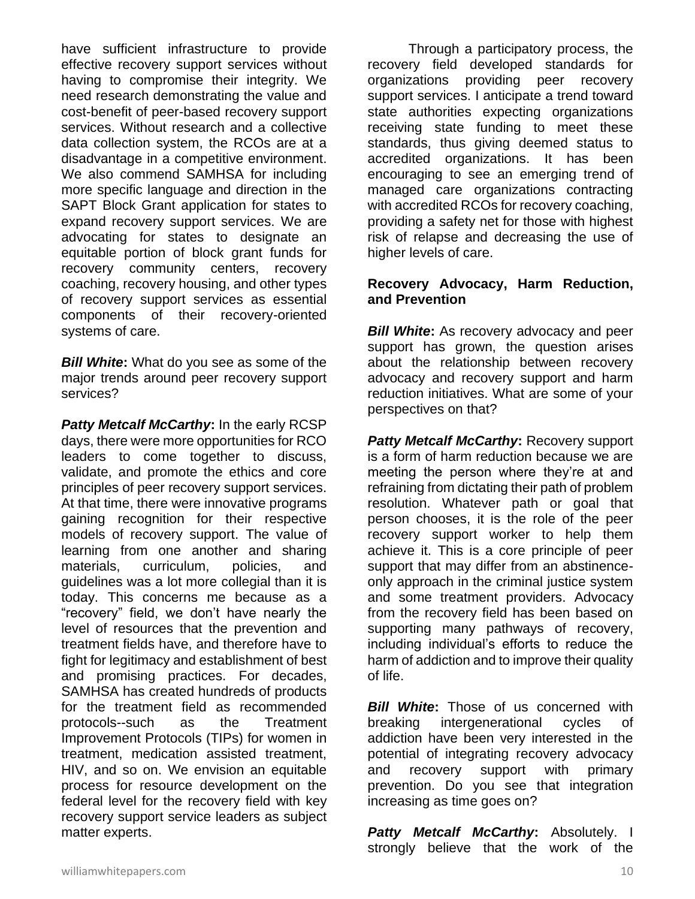have sufficient infrastructure to provide effective recovery support services without having to compromise their integrity. We need research demonstrating the value and cost-benefit of peer-based recovery support services. Without research and a collective data collection system, the RCOs are at a disadvantage in a competitive environment. We also commend SAMHSA for including more specific language and direction in the SAPT Block Grant application for states to expand recovery support services. We are advocating for states to designate an equitable portion of block grant funds for recovery community centers, recovery coaching, recovery housing, and other types of recovery support services as essential components of their recovery-oriented systems of care.

***Bill White*:** What do you see as some of the major trends around peer recovery support services?

***Patty Metcalf McCarthy*:** In the early RCSP days, there were more opportunities for RCO leaders to come together to discuss, validate, and promote the ethics and core principles of peer recovery support services. At that time, there were innovative programs gaining recognition for their respective models of recovery support. The value of learning from one another and sharing materials, curriculum, policies, and guidelines was a lot more collegial than it is today. This concerns me because as a "recovery" field, we don't have nearly the level of resources that the prevention and treatment fields have, and therefore have to fight for legitimacy and establishment of best and promising practices. For decades, SAMHSA has created hundreds of products for the treatment field as recommended protocols--such as the Treatment Improvement Protocols (TIPs) for women in treatment, medication assisted treatment, HIV, and so on. We envision an equitable process for resource development on the federal level for the recovery field with key recovery support service leaders as subject matter experts.

Through a participatory process, the recovery field developed standards for organizations providing peer recovery support services. I anticipate a trend toward state authorities expecting organizations receiving state funding to meet these standards, thus giving deemed status to accredited organizations. It has been encouraging to see an emerging trend of managed care organizations contracting with accredited RCOs for recovery coaching, providing a safety net for those with highest risk of relapse and decreasing the use of higher levels of care.

**Recovery Advocacy, Harm Reduction, and Prevention**

***Bill White*:** As recovery advocacy and peer support has grown, the question arises about the relationship between recovery advocacy and recovery support and harm reduction initiatives. What are some of your perspectives on that?

***Patty Metcalf McCarthy*:** Recovery support is a form of harm reduction because we are meeting the person where they're at and refraining from dictating their path of problem resolution. Whatever path or goal that person chooses, it is the role of the peer recovery support worker to help them achieve it. This is a core principle of peer support that may differ from an abstinence-only approach in the criminal justice system and some treatment providers. Advocacy from the recovery field has been based on supporting many pathways of recovery, including individual's efforts to reduce the harm of addiction and to improve their quality of life.

***Bill White*:** Those of us concerned with breaking intergenerational cycles of addiction have been very interested in the potential of integrating recovery advocacy and recovery support with primary prevention. Do you see that integration increasing as time goes on?

***Patty Metcalf McCarthy*:** Absolutely. I strongly believe that the work of the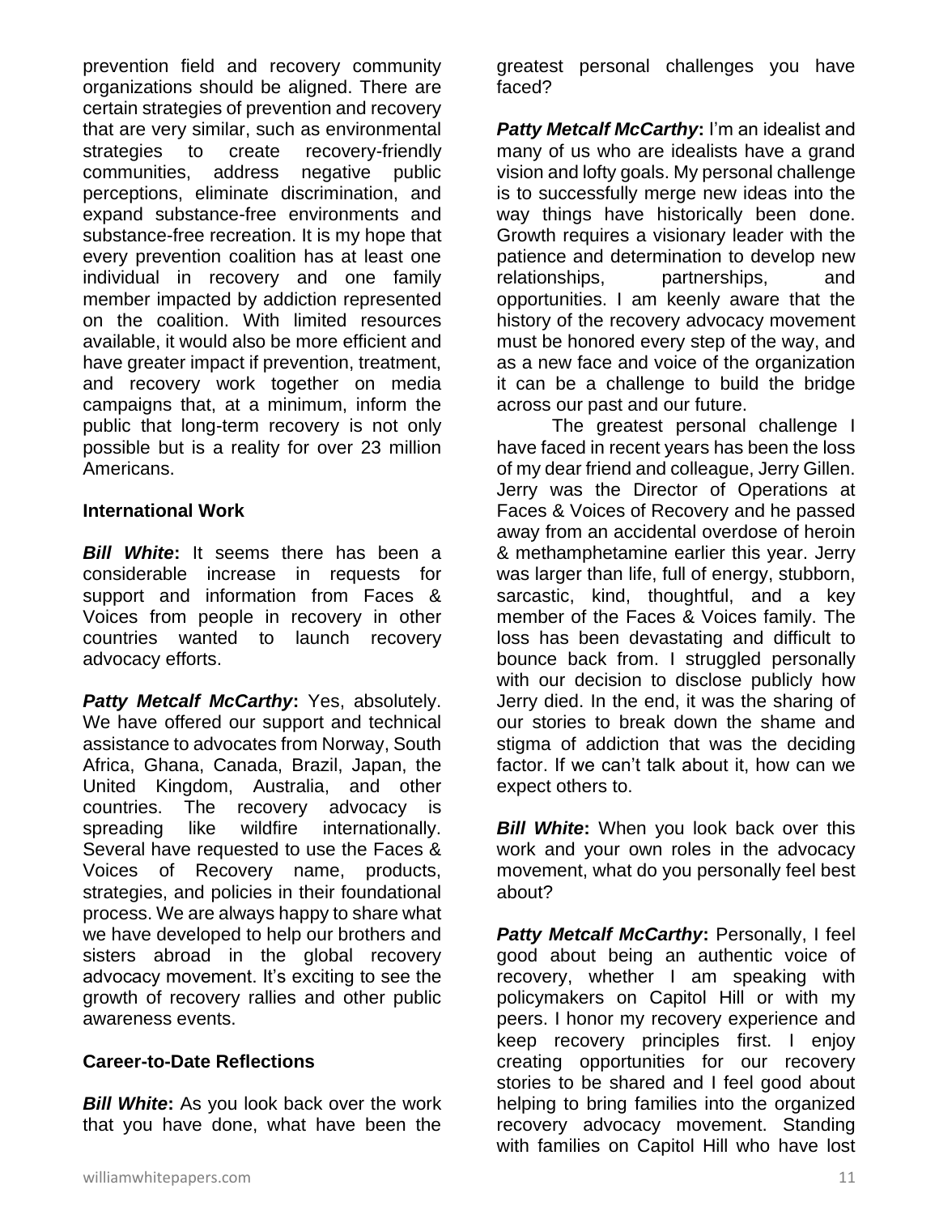prevention field and recovery community organizations should be aligned. There are certain strategies of prevention and recovery that are very similar, such as environmental strategies to create recovery-friendly communities, address negative public perceptions, eliminate discrimination, and expand substance-free environments and substance-free recreation. It is my hope that every prevention coalition has at least one individual in recovery and one family member impacted by addiction represented on the coalition. With limited resources available, it would also be more efficient and have greater impact if prevention, treatment, and recovery work together on media campaigns that, at a minimum, inform the public that long-term recovery is not only possible but is a reality for over 23 million Americans.

**International Work**

***Bill White*:** It seems there has been a considerable increase in requests for support and information from Faces & Voices from people in recovery in other countries wanted to launch recovery advocacy efforts.

***Patty Metcalf McCarthy*:** Yes, absolutely. We have offered our support and technical assistance to advocates from Norway, South Africa, Ghana, Canada, Brazil, Japan, the United Kingdom, Australia, and other countries. The recovery advocacy is spreading like wildfire internationally. Several have requested to use the Faces & Voices of Recovery name, products, strategies, and policies in their foundational process. We are always happy to share what we have developed to help our brothers and sisters abroad in the global recovery advocacy movement. It's exciting to see the growth of recovery rallies and other public awareness events.

**Career-to-Date Reflections**

***Bill White*:** As you look back over the work that you have done, what have been the greatest personal challenges you have faced?

***Patty Metcalf McCarthy*:** I'm an idealist and many of us who are idealists have a grand vision and lofty goals. My personal challenge is to successfully merge new ideas into the way things have historically been done. Growth requires a visionary leader with the patience and determination to develop new relationships, partnerships, and opportunities. I am keenly aware that the history of the recovery advocacy movement must be honored every step of the way, and as a new face and voice of the organization it can be a challenge to build the bridge across our past and our future.

The greatest personal challenge I have faced in recent years has been the loss of my dear friend and colleague, Jerry Gillen. Jerry was the Director of Operations at Faces & Voices of Recovery and he passed away from an accidental overdose of heroin & methamphetamine earlier this year. Jerry was larger than life, full of energy, stubborn, sarcastic, kind, thoughtful, and a key member of the Faces & Voices family. The loss has been devastating and difficult to bounce back from. I struggled personally with our decision to disclose publicly how Jerry died. In the end, it was the sharing of our stories to break down the shame and stigma of addiction that was the deciding factor. If we can't talk about it, how can we expect others to.

***Bill White*:** When you look back over this work and your own roles in the advocacy movement, what do you personally feel best about?

***Patty Metcalf McCarthy*:** Personally, I feel good about being an authentic voice of recovery, whether I am speaking with policymakers on Capitol Hill or with my peers. I honor my recovery experience and keep recovery principles first. I enjoy creating opportunities for our recovery stories to be shared and I feel good about helping to bring families into the organized recovery advocacy movement. Standing with families on Capitol Hill who have lost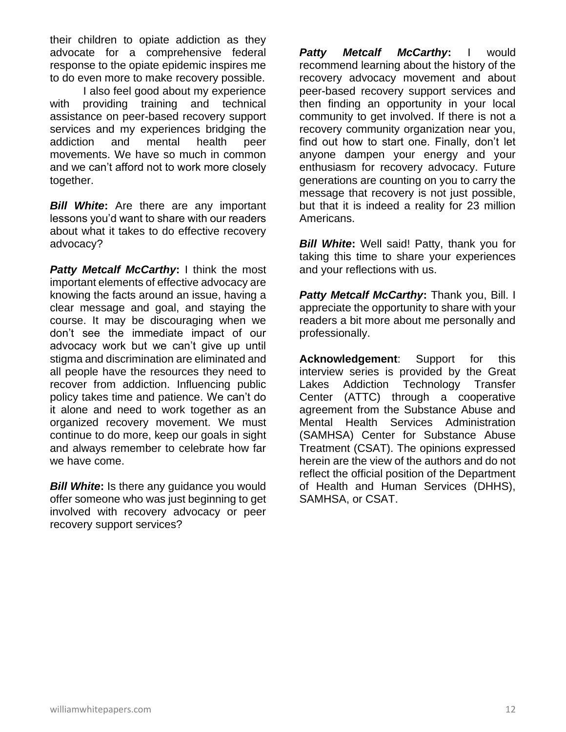their children to opiate addiction as they advocate for a comprehensive federal response to the opiate epidemic inspires me to do even more to make recovery possible.

I also feel good about my experience with providing training and technical assistance on peer-based recovery support services and my experiences bridging the addiction and mental health peer movements. We have so much in common and we can't afford not to work more closely together.

***Bill White*:** Are there are any important lessons you'd want to share with our readers about what it takes to do effective recovery advocacy?

***Patty Metcalf McCarthy*:** I think the most important elements of effective advocacy are knowing the facts around an issue, having a clear message and goal, and staying the course. It may be discouraging when we don't see the immediate impact of our advocacy work but we can't give up until stigma and discrimination are eliminated and all people have the resources they need to recover from addiction. Influencing public policy takes time and patience. We can't do it alone and need to work together as an organized recovery movement. We must continue to do more, keep our goals in sight and always remember to celebrate how far we have come.

***Bill White*:** Is there any guidance you would offer someone who was just beginning to get involved with recovery advocacy or peer recovery support services?

***Patty Metcalf McCarthy*:** I would recommend learning about the history of the recovery advocacy movement and about peer-based recovery support services and then finding an opportunity in your local community to get involved. If there is not a recovery community organization near you, find out how to start one. Finally, don't let anyone dampen your energy and your enthusiasm for recovery advocacy. Future generations are counting on you to carry the message that recovery is not just possible, but that it is indeed a reality for 23 million Americans.

***Bill White*:** Well said! Patty, thank you for taking this time to share your experiences and your reflections with us.

***Patty Metcalf McCarthy*:** Thank you, Bill. I appreciate the opportunity to share with your readers a bit more about me personally and professionally.

**Acknowledgement**: Support for this interview series is provided by the Great Lakes Addiction Technology Transfer Center (ATTC) through a cooperative agreement from the Substance Abuse and Mental Health Services Administration (SAMHSA) Center for Substance Abuse Treatment (CSAT). The opinions expressed herein are the view of the authors and do not reflect the official position of the Department of Health and Human Services (DHHS), SAMHSA, or CSAT.